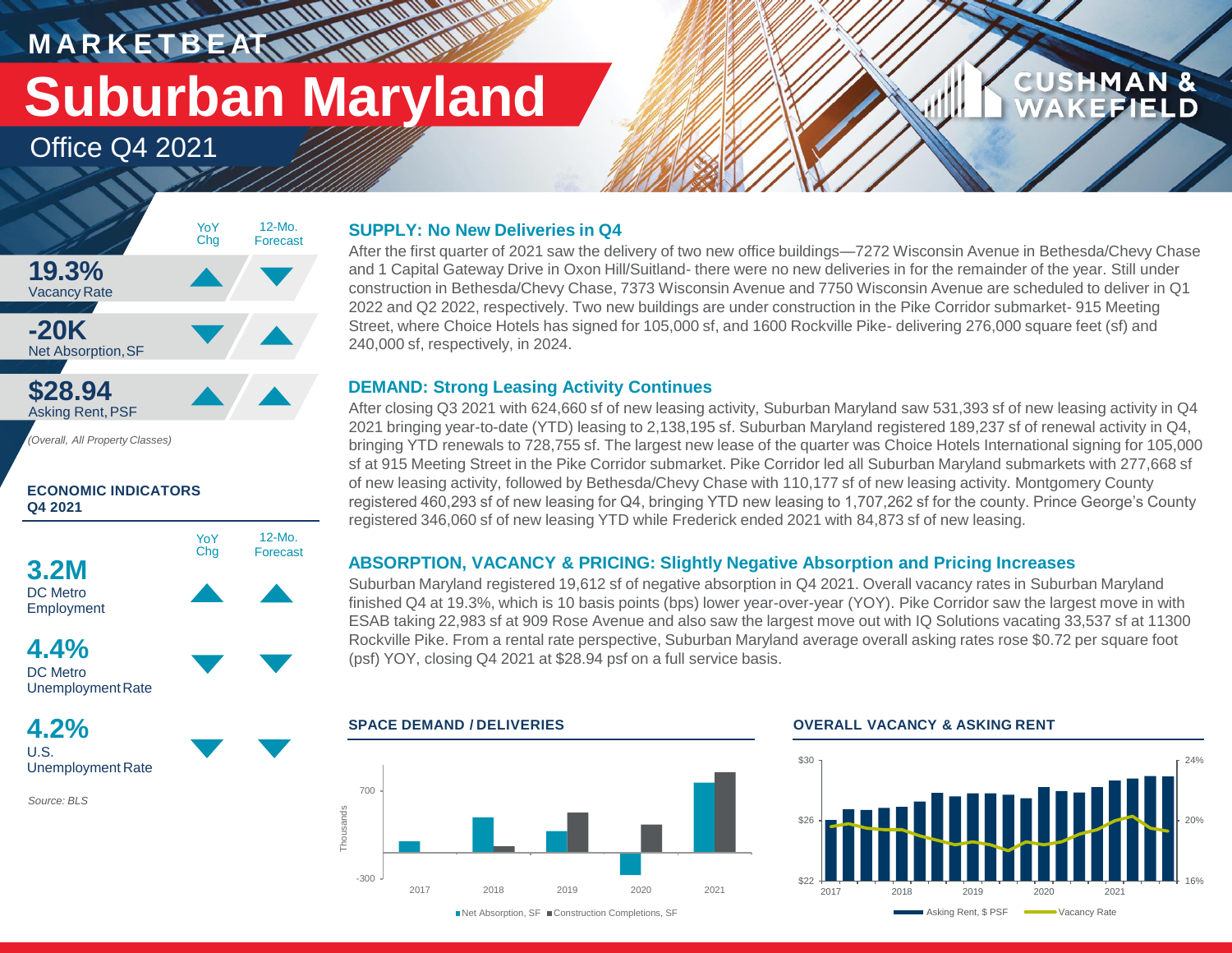# MARKETBEAT

# Suburban Maryland

## Office Q4 2021

| | YoY Chg | 12-Mo. Forecast |
|---|---|---|
| **19.3%** Vacancy Rate | ▲ | ▼ |
| **-20K** Net Absorption, SF | ▼ | ▲ |
| **$28.94** Asking Rent, PSF | ▲ | ▲ |

*(Overall, All Property Classes)*

### ECONOMIC INDICATORS Q4 2021

| | YoY Chg | 12-Mo. Forecast |
|---|---|---|
| **3.2M** DC Metro Employment | ▲ | ▲ |
| **4.4%** DC Metro Unemployment Rate | ▼ | ▼ |
| **4.2%** U.S. Unemployment Rate | ▼ | ▼ |

*Source: BLS*

### SUPPLY: No New Deliveries in Q4

After the first quarter of 2021 saw the delivery of two new office buildings—7272 Wisconsin Avenue in Bethesda/Chevy Chase and 1 Capital Gateway Drive in Oxon Hill/Suitland- there were no new deliveries in for the remainder of the year. Still under construction in Bethesda/Chevy Chase, 7373 Wisconsin Avenue and 7750 Wisconsin Avenue are scheduled to deliver in Q1 2022 and Q2 2022, respectively. Two new buildings are under construction in the Pike Corridor submarket- 915 Meeting Street, where Choice Hotels has signed for 105,000 sf, and 1600 Rockville Pike- delivering 276,000 square feet (sf) and 240,000 sf, respectively, in 2024.

### DEMAND: Strong Leasing Activity Continues

After closing Q3 2021 with 624,660 sf of new leasing activity, Suburban Maryland saw 531,393 sf of new leasing activity in Q4 2021 bringing year-to-date (YTD) leasing to 2,138,195 sf. Suburban Maryland registered 189,237 sf of renewal activity in Q4, bringing YTD renewals to 728,755 sf. The largest new lease of the quarter was Choice Hotels International signing for 105,000 sf at 915 Meeting Street in the Pike Corridor submarket. Pike Corridor led all Suburban Maryland submarkets with 277,668 sf of new leasing activity, followed by Bethesda/Chevy Chase with 110,177 sf of new leasing activity. Montgomery County registered 460,293 sf of new leasing for Q4, bringing YTD new leasing to 1,707,262 sf for the county. Prince George's County registered 346,060 sf of new leasing YTD while Frederick ended 2021 with 84,873 sf of new leasing.

### ABSORPTION, VACANCY & PRICING: Slightly Negative Absorption and Pricing Increases

Suburban Maryland registered 19,612 sf of negative absorption in Q4 2021. Overall vacancy rates in Suburban Maryland finished Q4 at 19.3%, which is 10 basis points (bps) lower year-over-year (YOY). Pike Corridor saw the largest move in with ESAB taking 22,983 sf at 909 Rose Avenue and also saw the largest move out with IQ Solutions vacating 33,537 sf at 11300 Rockville Pike. From a rental rate perspective, Suburban Maryland average overall asking rates rose $0.72 per square foot (psf) YOY, closing Q4 2021 at $28.94 psf on a full service basis.

### SPACE DEMAND / DELIVERIES

Net Absorption, SF | Construction Completions, SF

### OVERALL VACANCY & ASKING RENT

Asking Rent, $ PSF | Vacancy Rate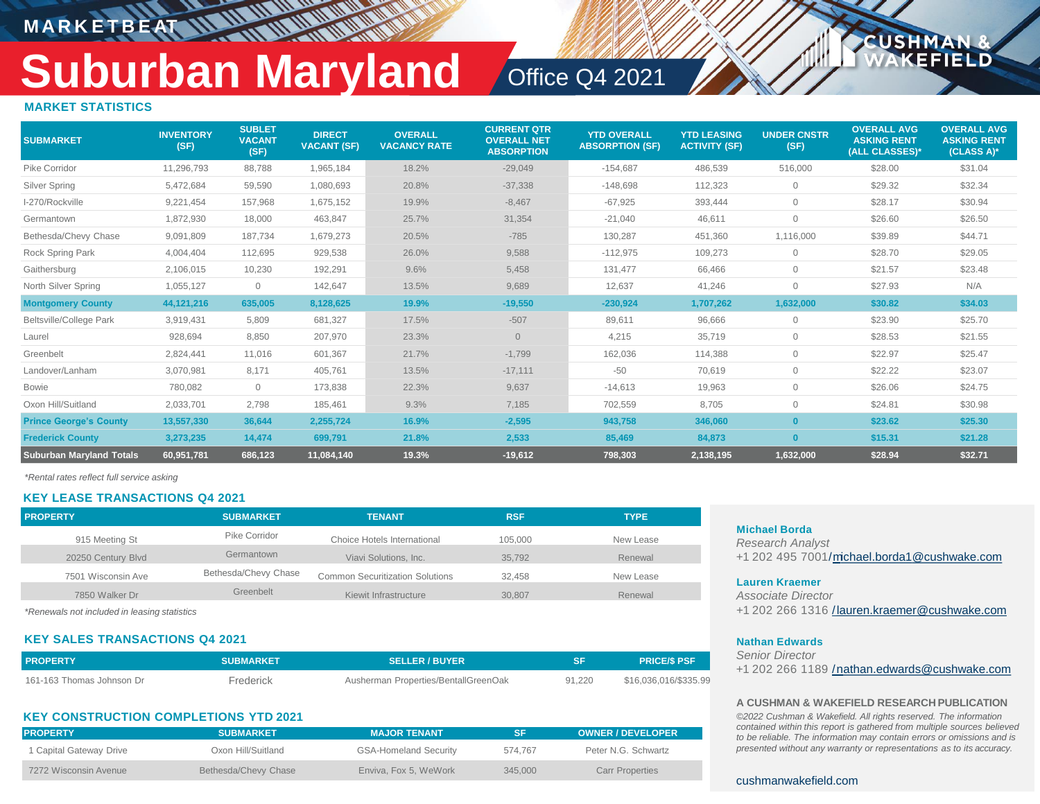MARKETBEAT

# Suburban Maryland

Office Q4 2021

## MARKET STATISTICS

| SUBMARKET | INVENTORY (SF) | SUBLET VACANT (SF) | DIRECT VACANT (SF) | OVERALL VACANCY RATE | CURRENT QTR OVERALL NET ABSORPTION | YTD OVERALL ABSORPTION (SF) | YTD LEASING ACTIVITY (SF) | UNDER CNSTR (SF) | OVERALL AVG ASKING RENT (ALL CLASSES)* | OVERALL AVG ASKING RENT (CLASS A)* |
|---|---|---|---|---|---|---|---|---|---|---|
| Pike Corridor | 11,296,793 | 88,788 | 1,965,184 | 18.2% | -29,049 | -154,687 | 486,539 | 516,000 | $28.00 | $31.04 |
| Silver Spring | 5,472,684 | 59,590 | 1,080,693 | 20.8% | -37,338 | -148,698 | 112,323 | 0 | $29.32 | $32.34 |
| I-270/Rockville | 9,221,454 | 157,968 | 1,675,152 | 19.9% | -8,467 | -67,925 | 393,444 | 0 | $28.17 | $30.94 |
| Germantown | 1,872,930 | 18,000 | 463,847 | 25.7% | 31,354 | -21,040 | 46,611 | 0 | $26.60 | $26.50 |
| Bethesda/Chevy Chase | 9,091,809 | 187,734 | 1,679,273 | 20.5% | -785 | 130,287 | 451,360 | 1,116,000 | $39.89 | $44.71 |
| Rock Spring Park | 4,004,404 | 112,695 | 929,538 | 26.0% | 9,588 | -112,975 | 109,273 | 0 | $28.70 | $29.05 |
| Gaithersburg | 2,106,015 | 10,230 | 192,291 | 9.6% | 5,458 | 131,477 | 66,466 | 0 | $21.57 | $23.48 |
| North Silver Spring | 1,055,127 | 0 | 142,647 | 13.5% | 9,689 | 12,637 | 41,246 | 0 | $27.93 | N/A |
| **Montgomery County** | **44,121,216** | **635,005** | **8,128,625** | **19.9%** | **-19,550** | **-230,924** | **1,707,262** | **1,632,000** | **$30.82** | **$34.03** |
| Beltsville/College Park | 3,919,431 | 5,809 | 681,327 | 17.5% | -507 | 89,611 | 96,666 | 0 | $23.90 | $25.70 |
| Laurel | 928,694 | 8,850 | 207,970 | 23.3% | 0 | 4,215 | 35,719 | 0 | $28.53 | $21.55 |
| Greenbelt | 2,824,441 | 11,016 | 601,367 | 21.7% | -1,799 | 162,036 | 114,388 | 0 | $22.97 | $25.47 |
| Landover/Lanham | 3,070,981 | 8,171 | 405,761 | 13.5% | -17,111 | -50 | 70,619 | 0 | $22.22 | $23.07 |
| Bowie | 780,082 | 0 | 173,838 | 22.3% | 9,637 | -14,613 | 19,963 | 0 | $26.06 | $24.75 |
| Oxon Hill/Suitland | 2,033,701 | 2,798 | 185,461 | 9.3% | 7,185 | 702,559 | 8,705 | 0 | $24.81 | $30.98 |
| **Prince George's County** | **13,557,330** | **36,644** | **2,255,724** | **16.9%** | **-2,595** | **943,758** | **346,060** | **0** | **$23.62** | **$25.30** |
| **Frederick County** | **3,273,235** | **14,474** | **699,791** | **21.8%** | **2,533** | **85,469** | **84,873** | **0** | **$15.31** | **$21.28** |
| **Suburban Maryland Totals** | **60,951,781** | **686,123** | **11,084,140** | **19.3%** | **-19,612** | **798,303** | **2,138,195** | **1,632,000** | **$28.94** | **$32.71** |

*Rental rates reflect full service asking

## KEY LEASE TRANSACTIONS Q4 2021

| PROPERTY | SUBMARKET | TENANT | RSF | TYPE |
|---|---|---|---|---|
| 915 Meeting St | Pike Corridor | Choice Hotels International | 105,000 | New Lease |
| 20250 Century Blvd | Germantown | Viavi Solutions, Inc. | 35,792 | Renewal |
| 7501 Wisconsin Ave | Bethesda/Chevy Chase | Common Securitization Solutions | 32,458 | New Lease |
| 7850 Walker Dr | Greenbelt | Kiewit Infrastructure | 30,807 | Renewal |

*Renewals not included in leasing statistics

## KEY SALES TRANSACTIONS Q4 2021

| PROPERTY | SUBMARKET | SELLER / BUYER | SF | PRICE/$ PSF |
|---|---|---|---|---|
| 161-163 Thomas Johnson Dr | Frederick | Ausherman Properties/BentallGreenOak | 91,220 | $16,036,016/$335.99 |

## KEY CONSTRUCTION COMPLETIONS YTD 2021

| PROPERTY | SUBMARKET | MAJOR TENANT | SF | OWNER / DEVELOPER |
|---|---|---|---|---|
| 1 Capital Gateway Drive | Oxon Hill/Suitland | GSA-Homeland Security | 574,767 | Peter N.G. Schwartz |
| 7272 Wisconsin Avenue | Bethesda/Chevy Chase | Enviva, Fox 5, WeWork | 345,000 | Carr Properties |

**Michael Borda**
*Research Analyst*
+1 202 495 7001/michael.borda1@cushwake.com

**Lauren Kraemer**
*Associate Director*
+1 202 266 1316 /lauren.kraemer@cushwake.com

**Nathan Edwards**
*Senior Director*
+1 202 266 1189 /nathan.edwards@cushwake.com

**A CUSHMAN & WAKEFIELD RESEARCH PUBLICATION**

*©2022 Cushman & Wakefield. All rights reserved. The information contained within this report is gathered from multiple sources believed to be reliable. The information may contain errors or omissions and is presented without any warranty or representations as to its accuracy.*

cushmanwakefield.com